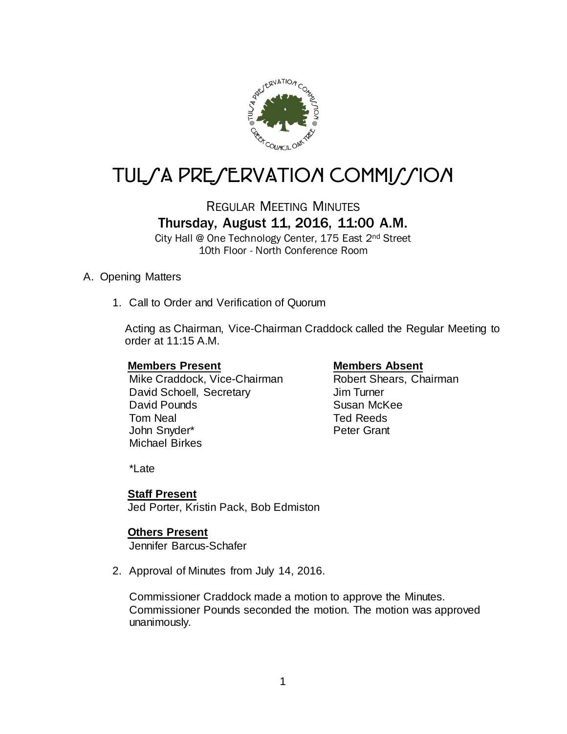# TULSA PRESERVATION COMMISSION

## REGULAR MEETING MINUTES

### Thursday, August 11, 2016, 11:00 A.M.

City Hall @ One Technology Center, 175 East 2nd Street
10th Floor - North Conference Room

A. Opening Matters

1. Call to Order and Verification of Quorum

   Acting as Chairman, Vice-Chairman Craddock called the Regular Meeting to order at 11:15 A.M.

| **Members Present** | **Members Absent** |
| --- | --- |
| Mike Craddock, Vice-Chairman | Robert Shears, Chairman |
| David Schoell, Secretary | Jim Turner |
| David Pounds | Susan McKee |
| Tom Neal | Ted Reeds |
| John Snyder* | Peter Grant |
| Michael Birkes | |

   *Late

   **Staff Present**
   Jed Porter, Kristin Pack, Bob Edmiston

   **Others Present**
   Jennifer Barcus-Schafer

2. Approval of Minutes from July 14, 2016.

   Commissioner Craddock made a motion to approve the Minutes. Commissioner Pounds seconded the motion. The motion was approved unanimously.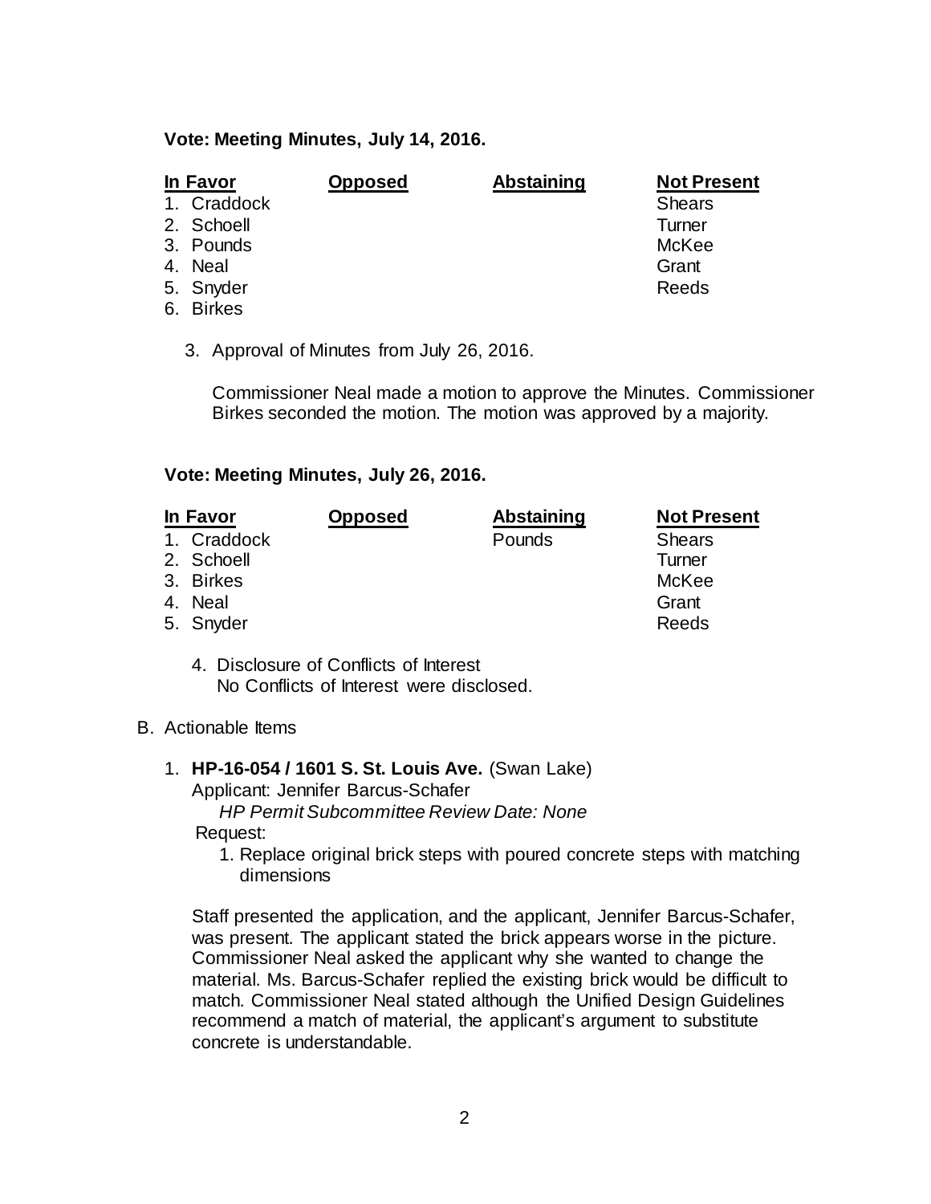**Vote: Meeting Minutes, July 14, 2016.**

| In Favor | Opposed | Abstaining | Not Present |
|---|---|---|---|
| 1. Craddock | | | Shears |
| 2. Schoell | | | Turner |
| 3. Pounds | | | McKee |
| 4. Neal | | | Grant |
| 5. Snyder | | | Reeds |
| 6. Birkes | | | |

3. Approval of Minutes from July 26, 2016.

   Commissioner Neal made a motion to approve the Minutes. Commissioner Birkes seconded the motion. The motion was approved by a majority.

**Vote: Meeting Minutes, July 26, 2016.**

| In Favor | Opposed | Abstaining | Not Present |
|---|---|---|---|
| 1. Craddock | | Pounds | Shears |
| 2. Schoell | | | Turner |
| 3. Birkes | | | McKee |
| 4. Neal | | | Grant |
| 5. Snyder | | | Reeds |

4. Disclosure of Conflicts of Interest
   No Conflicts of Interest were disclosed.

B. Actionable Items

1. **HP-16-054 / 1601 S. St. Louis Ave.** (Swan Lake)
   Applicant: Jennifer Barcus-Schafer
   *HP Permit Subcommittee Review Date: None*
   Request:
   1. Replace original brick steps with poured concrete steps with matching dimensions

   Staff presented the application, and the applicant, Jennifer Barcus-Schafer, was present. The applicant stated the brick appears worse in the picture. Commissioner Neal asked the applicant why she wanted to change the material. Ms. Barcus-Schafer replied the existing brick would be difficult to match. Commissioner Neal stated although the Unified Design Guidelines recommend a match of material, the applicant's argument to substitute concrete is understandable.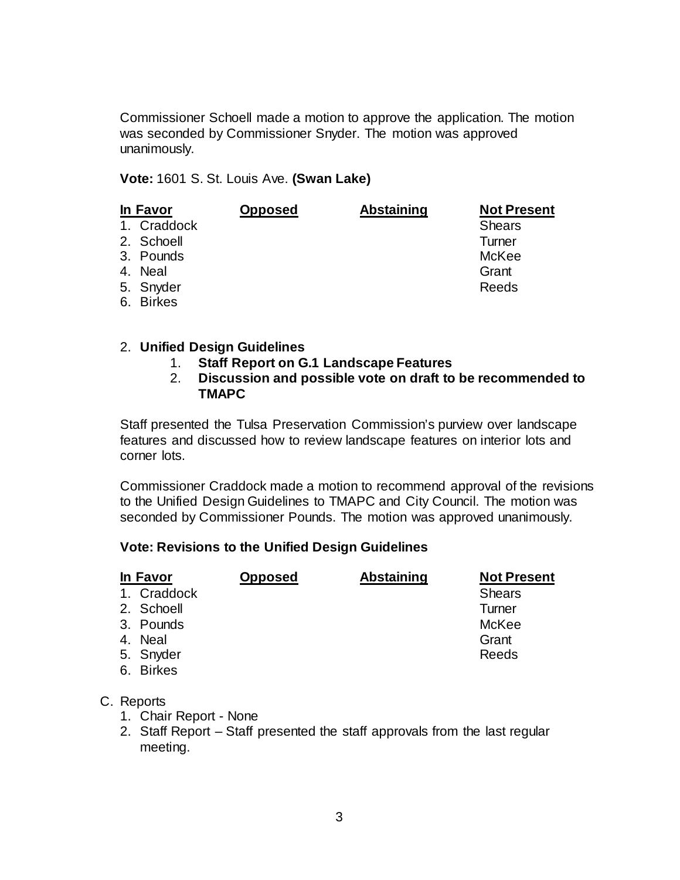Commissioner Schoell made a motion to approve the application. The motion was seconded by Commissioner Snyder. The motion was approved unanimously.

**Vote:** 1601 S. St. Louis Ave. **(Swan Lake)**

| In Favor | Opposed | Abstaining | Not Present |
|---|---|---|---|
| 1. Craddock | | | Shears |
| 2. Schoell | | | Turner |
| 3. Pounds | | | McKee |
| 4. Neal | | | Grant |
| 5. Snyder | | | Reeds |
| 6. Birkes | | | |

2. **Unified Design Guidelines**
    1. **Staff Report on G.1 Landscape Features**
    2. **Discussion and possible vote on draft to be recommended to TMAPC**

Staff presented the Tulsa Preservation Commission's purview over landscape features and discussed how to review landscape features on interior lots and corner lots.

Commissioner Craddock made a motion to recommend approval of the revisions to the Unified Design Guidelines to TMAPC and City Council. The motion was seconded by Commissioner Pounds. The motion was approved unanimously.

**Vote: Revisions to the Unified Design Guidelines**

| In Favor | Opposed | Abstaining | Not Present |
|---|---|---|---|
| 1. Craddock | | | Shears |
| 2. Schoell | | | Turner |
| 3. Pounds | | | McKee |
| 4. Neal | | | Grant |
| 5. Snyder | | | Reeds |
| 6. Birkes | | | |

C. Reports
1. Chair Report - None
2. Staff Report – Staff presented the staff approvals from the last regular meeting.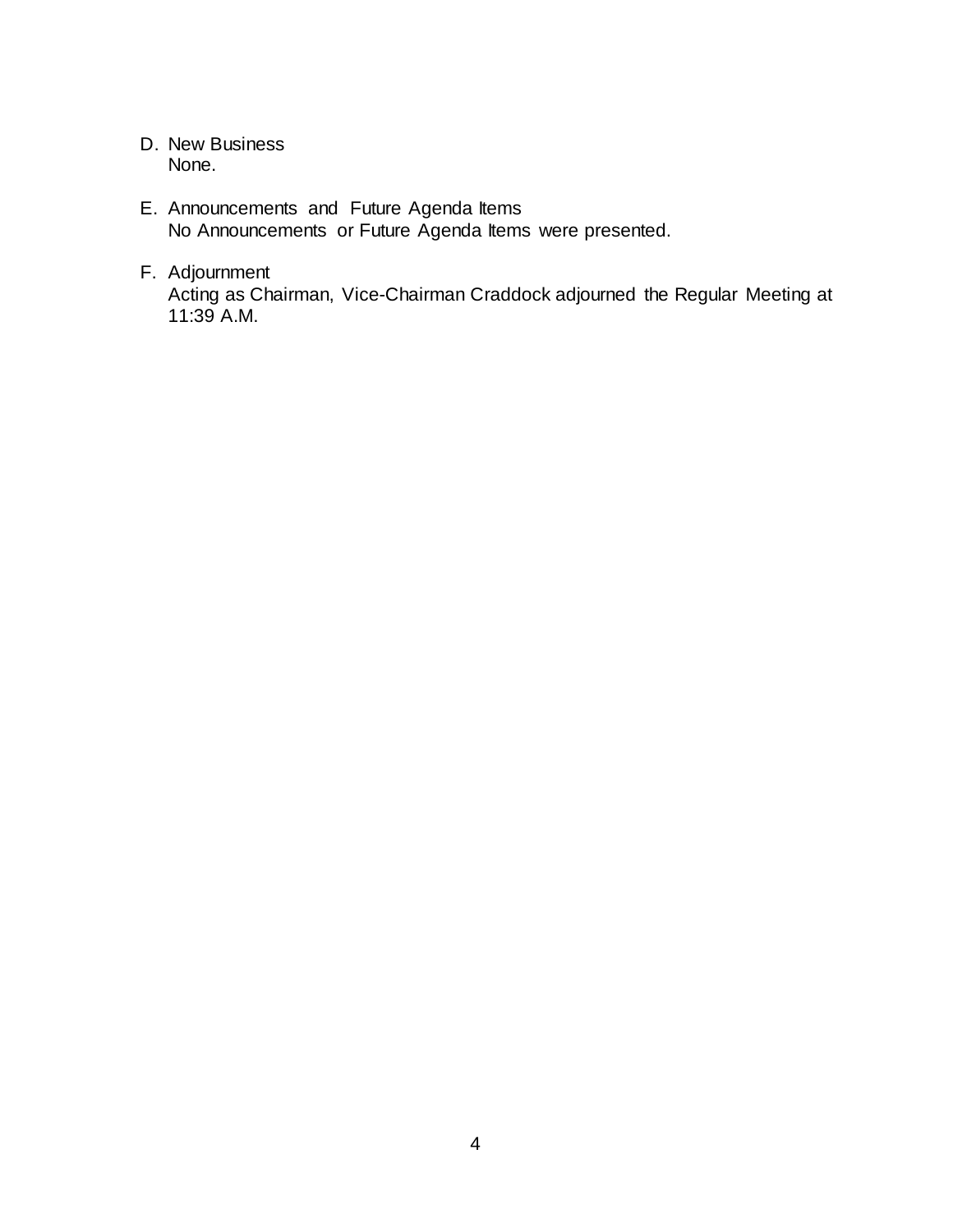D. New Business
   None.

E. Announcements and Future Agenda Items
   No Announcements or Future Agenda Items were presented.

F. Adjournment
   Acting as Chairman, Vice-Chairman Craddock adjourned the Regular Meeting at 11:39 A.M.